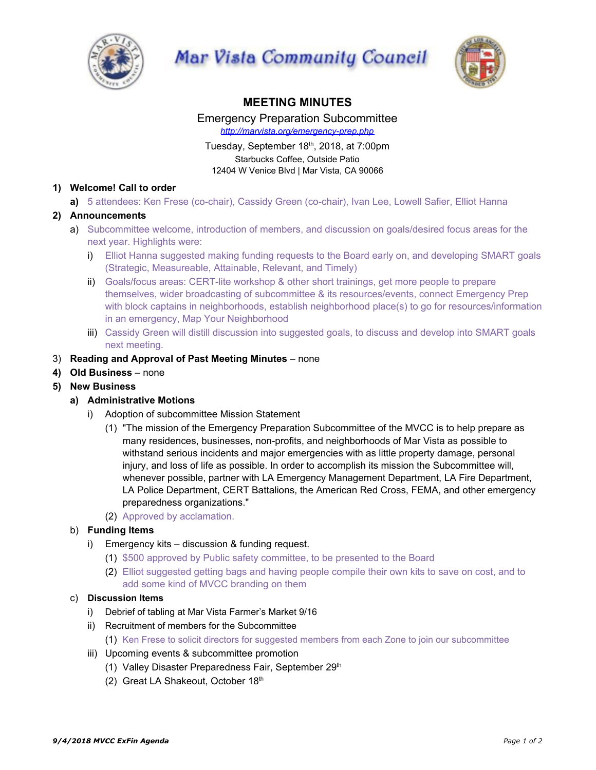# Mar Vista Community Council

## MEETING MINUTES

Emergency Preparation Subcommittee

http://marvista.org/emergency-prep.php

Tuesday, September 18th, 2018, at 7:00pm

Starbucks Coffee, Outside Patio

12404 W Venice Blvd | Mar Vista, CA 90066

1) **Welcome! Call to order**
   - **a)** 5 attendees: Ken Frese (co-chair), Cassidy Green (co-chair), Ivan Lee, Lowell Safier, Elliot Hanna
2) **Announcements**
   - a) Subcommittee welcome, introduction of members, and discussion on goals/desired focus areas for the next year. Highlights were:
     - i) Elliot Hanna suggested making funding requests to the Board early on, and developing SMART goals (Strategic, Measureable, Attainable, Relevant, and Timely)
     - ii) Goals/focus areas: CERT-lite workshop & other short trainings, get more people to prepare themselves, wider broadcasting of subcommittee & its resources/events, connect Emergency Prep with block captains in neighborhoods, establish neighborhood place(s) to go for resources/information in an emergency, Map Your Neighborhood
     - iii) Cassidy Green will distill discussion into suggested goals, to discuss and develop into SMART goals next meeting.
3) **Reading and Approval of Past Meeting Minutes** – none
4) **Old Business** – none
5) **New Business**
   - a) **Administrative Motions**
     - i) Adoption of subcommittee Mission Statement
       - (1) "The mission of the Emergency Preparation Subcommittee of the MVCC is to help prepare as many residences, businesses, non-profits, and neighborhoods of Mar Vista as possible to withstand serious incidents and major emergencies with as little property damage, personal injury, and loss of life as possible. In order to accomplish its mission the Subcommittee will, whenever possible, partner with LA Emergency Management Department, LA Fire Department, LA Police Department, CERT Battalions, the American Red Cross, FEMA, and other emergency preparedness organizations."
       - (2) Approved by acclamation.
   - b) **Funding Items**
     - i) Emergency kits – discussion & funding request.
       - (1) $500 approved by Public safety committee, to be presented to the Board
       - (2) Elliot suggested getting bags and having people compile their own kits to save on cost, and to add some kind of MVCC branding on them
   - c) **Discussion Items**
     - i) Debrief of tabling at Mar Vista Farmer's Market 9/16
     - ii) Recruitment of members for the Subcommittee
       - (1) Ken Frese to solicit directors for suggested members from each Zone to join our subcommittee
     - iii) Upcoming events & subcommittee promotion
       - (1) Valley Disaster Preparedness Fair, September 29th
       - (2) Great LA Shakeout, October 18th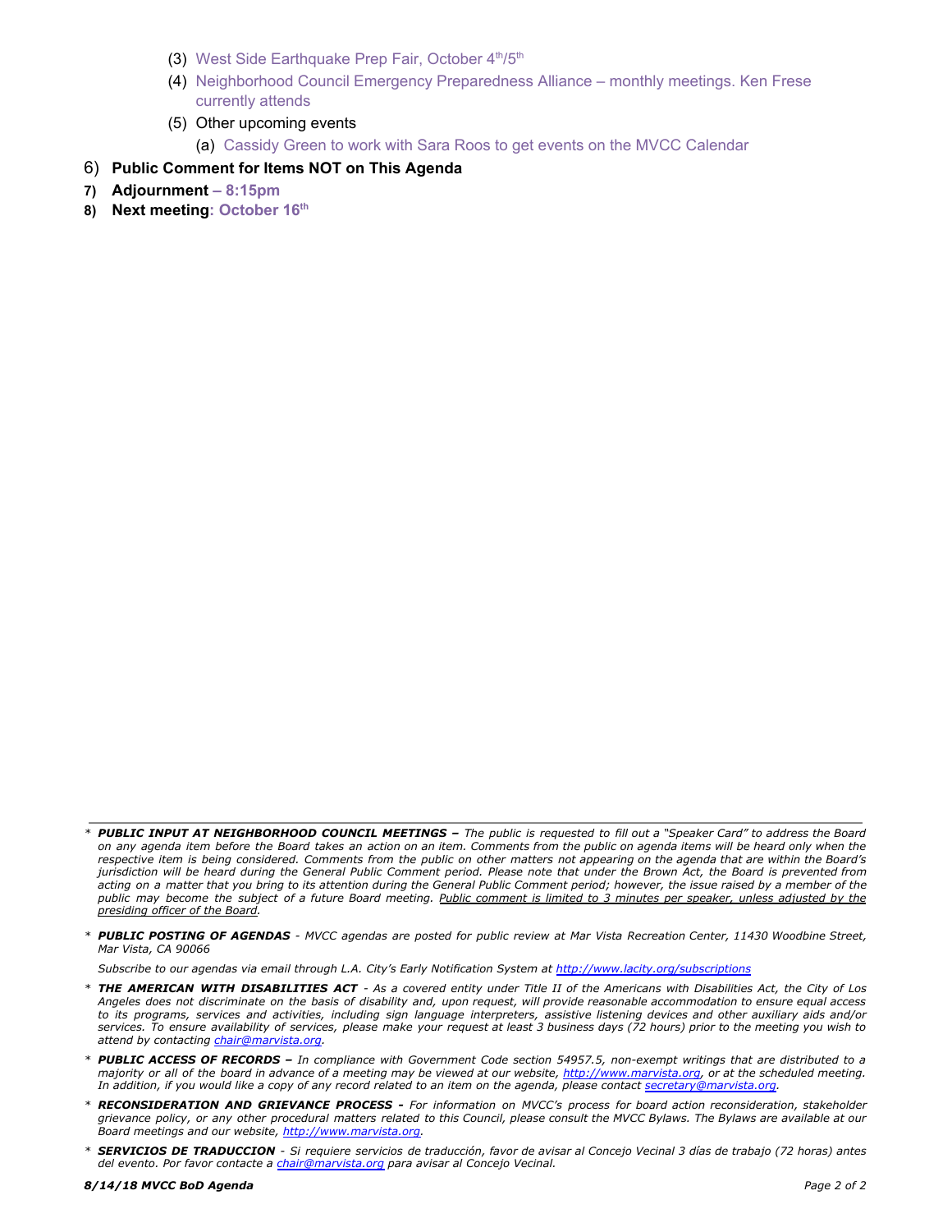(3) West Side Earthquake Prep Fair, October 4th/5th

(4) Neighborhood Council Emergency Preparedness Alliance – monthly meetings. Ken Frese currently attends

(5) Other upcoming events

(a) Cassidy Green to work with Sara Roos to get events on the MVCC Calendar

6) **Public Comment for Items NOT on This Agenda**

7) **Adjournment** – **8:15pm**

8) **Next meeting**: **October 16th**

---

\* ***PUBLIC INPUT AT NEIGHBORHOOD COUNCIL MEETINGS –*** *The public is requested to fill out a "Speaker Card" to address the Board on any agenda item before the Board takes an action on an item. Comments from the public on agenda items will be heard only when the respective item is being considered. Comments from the public on other matters not appearing on the agenda that are within the Board's jurisdiction will be heard during the General Public Comment period. Please note that under the Brown Act, the Board is prevented from acting on a matter that you bring to its attention during the General Public Comment period; however, the issue raised by a member of the public may become the subject of a future Board meeting. Public comment is limited to 3 minutes per speaker, unless adjusted by the presiding officer of the Board.*

\* ***PUBLIC POSTING OF AGENDAS*** *- MVCC agendas are posted for public review at Mar Vista Recreation Center, 11430 Woodbine Street, Mar Vista, CA 90066*

*Subscribe to our agendas via email through L.A. City's Early Notification System at http://www.lacity.org/subscriptions*

\* ***THE AMERICAN WITH DISABILITIES ACT*** *- As a covered entity under Title II of the Americans with Disabilities Act, the City of Los Angeles does not discriminate on the basis of disability and, upon request, will provide reasonable accommodation to ensure equal access to its programs, services and activities, including sign language interpreters, assistive listening devices and other auxiliary aids and/or services. To ensure availability of services, please make your request at least 3 business days (72 hours) prior to the meeting you wish to attend by contacting chair@marvista.org.*

\* ***PUBLIC ACCESS OF RECORDS –*** *In compliance with Government Code section 54957.5, non-exempt writings that are distributed to a majority or all of the board in advance of a meeting may be viewed at our website, http://www.marvista.org, or at the scheduled meeting. In addition, if you would like a copy of any record related to an item on the agenda, please contact secretary@marvista.org.*

\* ***RECONSIDERATION AND GRIEVANCE PROCESS -*** *For information on MVCC's process for board action reconsideration, stakeholder grievance policy, or any other procedural matters related to this Council, please consult the MVCC Bylaws. The Bylaws are available at our Board meetings and our website, http://www.marvista.org.*

\* ***SERVICIOS DE TRADUCCION*** *- Si requiere servicios de traducción, favor de avisar al Concejo Vecinal 3 días de trabajo (72 horas) antes del evento. Por favor contacte a chair@marvista.org para avisar al Concejo Vecinal.*